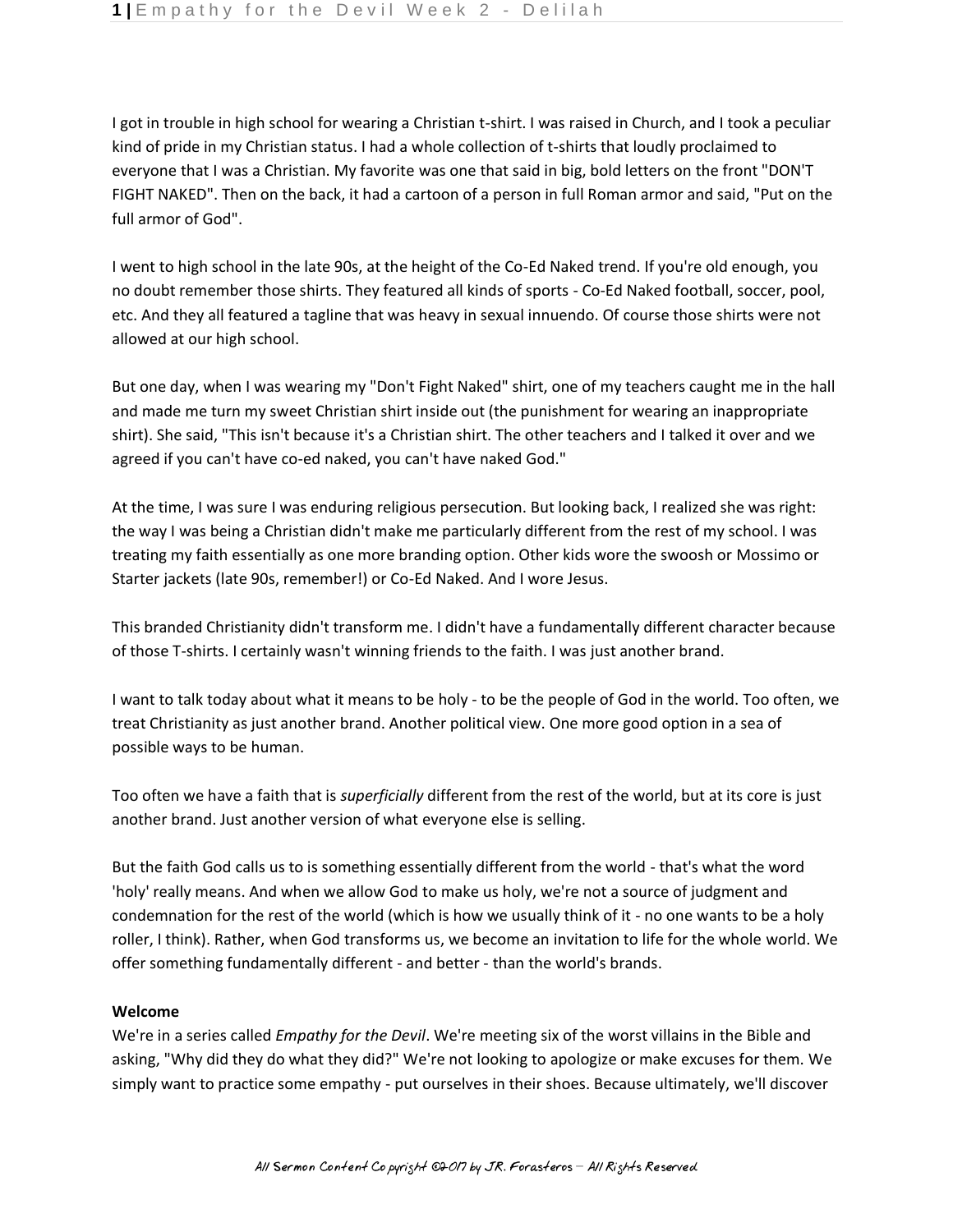I got in trouble in high school for wearing a Christian t-shirt. I was raised in Church, and I took a peculiar kind of pride in my Christian status. I had a whole collection of t-shirts that loudly proclaimed to everyone that I was a Christian. My favorite was one that said in big, bold letters on the front "DON'T FIGHT NAKED". Then on the back, it had a cartoon of a person in full Roman armor and said, "Put on the full armor of God".

I went to high school in the late 90s, at the height of the Co-Ed Naked trend. If you're old enough, you no doubt remember those shirts. They featured all kinds of sports - Co-Ed Naked football, soccer, pool, etc. And they all featured a tagline that was heavy in sexual innuendo. Of course those shirts were not allowed at our high school.

But one day, when I was wearing my "Don't Fight Naked" shirt, one of my teachers caught me in the hall and made me turn my sweet Christian shirt inside out (the punishment for wearing an inappropriate shirt). She said, "This isn't because it's a Christian shirt. The other teachers and I talked it over and we agreed if you can't have co-ed naked, you can't have naked God."

At the time, I was sure I was enduring religious persecution. But looking back, I realized she was right: the way I was being a Christian didn't make me particularly different from the rest of my school. I was treating my faith essentially as one more branding option. Other kids wore the swoosh or Mossimo or Starter jackets (late 90s, remember!) or Co-Ed Naked. And I wore Jesus.

This branded Christianity didn't transform me. I didn't have a fundamentally different character because of those T-shirts. I certainly wasn't winning friends to the faith. I was just another brand.

I want to talk today about what it means to be holy - to be the people of God in the world. Too often, we treat Christianity as just another brand. Another political view. One more good option in a sea of possible ways to be human.

Too often we have a faith that is *superficially* different from the rest of the world, but at its core is just another brand. Just another version of what everyone else is selling.

But the faith God calls us to is something essentially different from the world - that's what the word 'holy' really means. And when we allow God to make us holy, we're not a source of judgment and condemnation for the rest of the world (which is how we usually think of it - no one wants to be a holy roller, I think). Rather, when God transforms us, we become an invitation to life for the whole world. We offer something fundamentally different - and better - than the world's brands.

**Welcome**

We're in a series called *Empathy for the Devil*. We're meeting six of the worst villains in the Bible and asking, "Why did they do what they did?" We're not looking to apologize or make excuses for them. We simply want to practice some empathy - put ourselves in their shoes. Because ultimately, we'll discover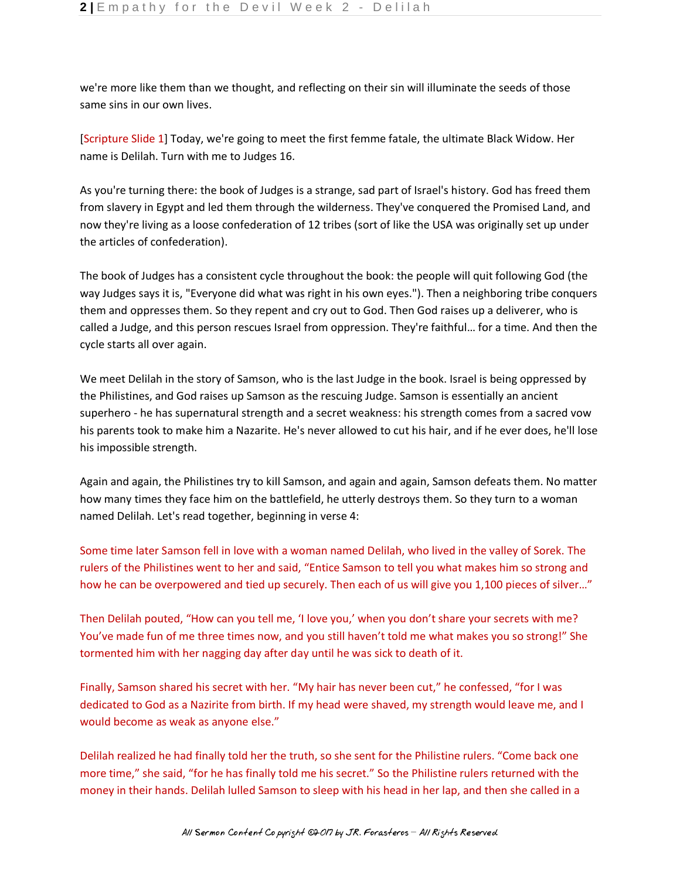we're more like them than we thought, and reflecting on their sin will illuminate the seeds of those same sins in our own lives.

[Scripture Slide 1] Today, we're going to meet the first femme fatale, the ultimate Black Widow. Her name is Delilah. Turn with me to Judges 16.

As you're turning there: the book of Judges is a strange, sad part of Israel's history. God has freed them from slavery in Egypt and led them through the wilderness. They've conquered the Promised Land, and now they're living as a loose confederation of 12 tribes (sort of like the USA was originally set up under the articles of confederation).

The book of Judges has a consistent cycle throughout the book: the people will quit following God (the way Judges says it is, "Everyone did what was right in his own eyes."). Then a neighboring tribe conquers them and oppresses them. So they repent and cry out to God. Then God raises up a deliverer, who is called a Judge, and this person rescues Israel from oppression. They're faithful… for a time. And then the cycle starts all over again.

We meet Delilah in the story of Samson, who is the last Judge in the book. Israel is being oppressed by the Philistines, and God raises up Samson as the rescuing Judge. Samson is essentially an ancient superhero - he has supernatural strength and a secret weakness: his strength comes from a sacred vow his parents took to make him a Nazarite. He's never allowed to cut his hair, and if he ever does, he'll lose his impossible strength.

Again and again, the Philistines try to kill Samson, and again and again, Samson defeats them. No matter how many times they face him on the battlefield, he utterly destroys them. So they turn to a woman named Delilah. Let's read together, beginning in verse 4:

Some time later Samson fell in love with a woman named Delilah, who lived in the valley of Sorek. The rulers of the Philistines went to her and said, "Entice Samson to tell you what makes him so strong and how he can be overpowered and tied up securely. Then each of us will give you 1,100 pieces of silver…"

Then Delilah pouted, "How can you tell me, 'I love you,' when you don't share your secrets with me? You've made fun of me three times now, and you still haven't told me what makes you so strong!" She tormented him with her nagging day after day until he was sick to death of it.

Finally, Samson shared his secret with her. "My hair has never been cut," he confessed, "for I was dedicated to God as a Nazirite from birth. If my head were shaved, my strength would leave me, and I would become as weak as anyone else."

Delilah realized he had finally told her the truth, so she sent for the Philistine rulers. "Come back one more time," she said, "for he has finally told me his secret." So the Philistine rulers returned with the money in their hands. Delilah lulled Samson to sleep with his head in her lap, and then she called in a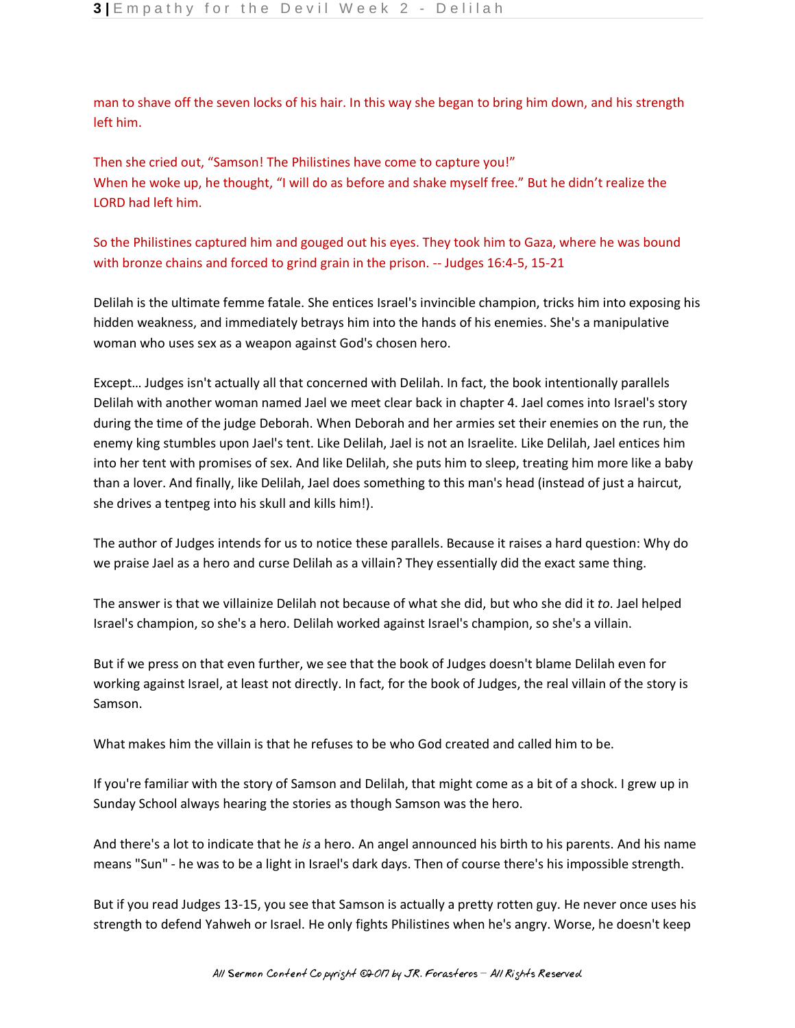man to shave off the seven locks of his hair. In this way she began to bring him down, and his strength left him.

Then she cried out, “Samson! The Philistines have come to capture you!”
When he woke up, he thought, “I will do as before and shake myself free.” But he didn’t realize the LORD had left him.

So the Philistines captured him and gouged out his eyes. They took him to Gaza, where he was bound with bronze chains and forced to grind grain in the prison. -- Judges 16:4-5, 15-21

Delilah is the ultimate femme fatale. She entices Israel's invincible champion, tricks him into exposing his hidden weakness, and immediately betrays him into the hands of his enemies. She's a manipulative woman who uses sex as a weapon against God's chosen hero.

Except… Judges isn't actually all that concerned with Delilah. In fact, the book intentionally parallels Delilah with another woman named Jael we meet clear back in chapter 4. Jael comes into Israel's story during the time of the judge Deborah. When Deborah and her armies set their enemies on the run, the enemy king stumbles upon Jael's tent. Like Delilah, Jael is not an Israelite. Like Delilah, Jael entices him into her tent with promises of sex. And like Delilah, she puts him to sleep, treating him more like a baby than a lover. And finally, like Delilah, Jael does something to this man's head (instead of just a haircut, she drives a tentpeg into his skull and kills him!).

The author of Judges intends for us to notice these parallels. Because it raises a hard question: Why do we praise Jael as a hero and curse Delilah as a villain? They essentially did the exact same thing.

The answer is that we villainize Delilah not because of what she did, but who she did it *to*. Jael helped Israel's champion, so she's a hero. Delilah worked against Israel's champion, so she's a villain.

But if we press on that even further, we see that the book of Judges doesn't blame Delilah even for working against Israel, at least not directly. In fact, for the book of Judges, the real villain of the story is Samson.

What makes him the villain is that he refuses to be who God created and called him to be.

If you're familiar with the story of Samson and Delilah, that might come as a bit of a shock. I grew up in Sunday School always hearing the stories as though Samson was the hero.

And there's a lot to indicate that he *is* a hero. An angel announced his birth to his parents. And his name means "Sun" - he was to be a light in Israel's dark days. Then of course there's his impossible strength.

But if you read Judges 13-15, you see that Samson is actually a pretty rotten guy. He never once uses his strength to defend Yahweh or Israel. He only fights Philistines when he's angry. Worse, he doesn't keep

*All Sermon Content Copyright ©2017 by JR. Forasteros – All Rights Reserved*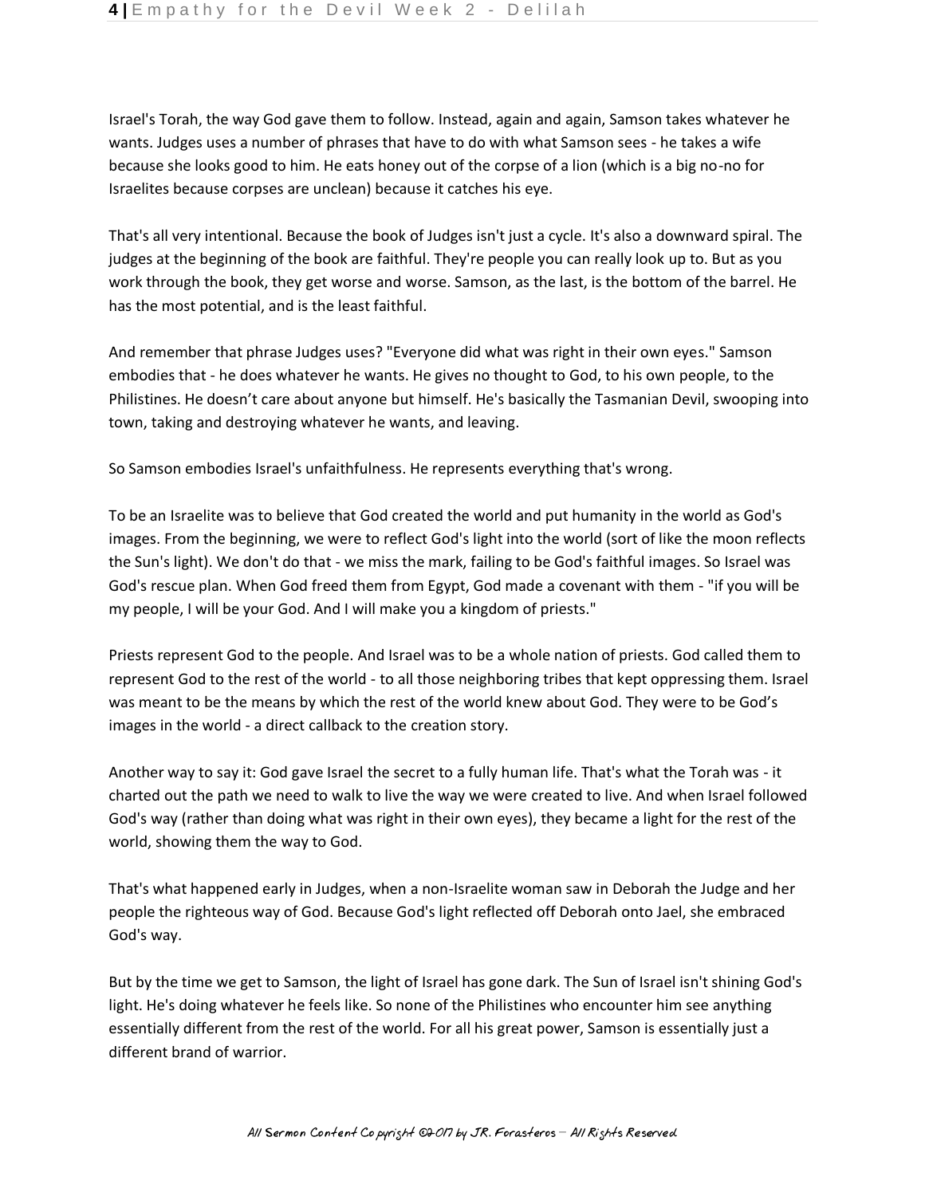Israel's Torah, the way God gave them to follow. Instead, again and again, Samson takes whatever he wants. Judges uses a number of phrases that have to do with what Samson sees - he takes a wife because she looks good to him. He eats honey out of the corpse of a lion (which is a big no-no for Israelites because corpses are unclean) because it catches his eye.

That's all very intentional. Because the book of Judges isn't just a cycle. It's also a downward spiral. The judges at the beginning of the book are faithful. They're people you can really look up to. But as you work through the book, they get worse and worse. Samson, as the last, is the bottom of the barrel. He has the most potential, and is the least faithful.

And remember that phrase Judges uses? "Everyone did what was right in their own eyes." Samson embodies that - he does whatever he wants. He gives no thought to God, to his own people, to the Philistines. He doesn't care about anyone but himself. He's basically the Tasmanian Devil, swooping into town, taking and destroying whatever he wants, and leaving.

So Samson embodies Israel's unfaithfulness. He represents everything that's wrong.

To be an Israelite was to believe that God created the world and put humanity in the world as God's images. From the beginning, we were to reflect God's light into the world (sort of like the moon reflects the Sun's light). We don't do that - we miss the mark, failing to be God's faithful images. So Israel was God's rescue plan. When God freed them from Egypt, God made a covenant with them - "if you will be my people, I will be your God. And I will make you a kingdom of priests."

Priests represent God to the people. And Israel was to be a whole nation of priests. God called them to represent God to the rest of the world - to all those neighboring tribes that kept oppressing them. Israel was meant to be the means by which the rest of the world knew about God. They were to be God's images in the world - a direct callback to the creation story.

Another way to say it: God gave Israel the secret to a fully human life. That's what the Torah was - it charted out the path we need to walk to live the way we were created to live. And when Israel followed God's way (rather than doing what was right in their own eyes), they became a light for the rest of the world, showing them the way to God.

That's what happened early in Judges, when a non-Israelite woman saw in Deborah the Judge and her people the righteous way of God. Because God's light reflected off Deborah onto Jael, she embraced God's way.

But by the time we get to Samson, the light of Israel has gone dark. The Sun of Israel isn't shining God's light. He's doing whatever he feels like. So none of the Philistines who encounter him see anything essentially different from the rest of the world. For all his great power, Samson is essentially just a different brand of warrior.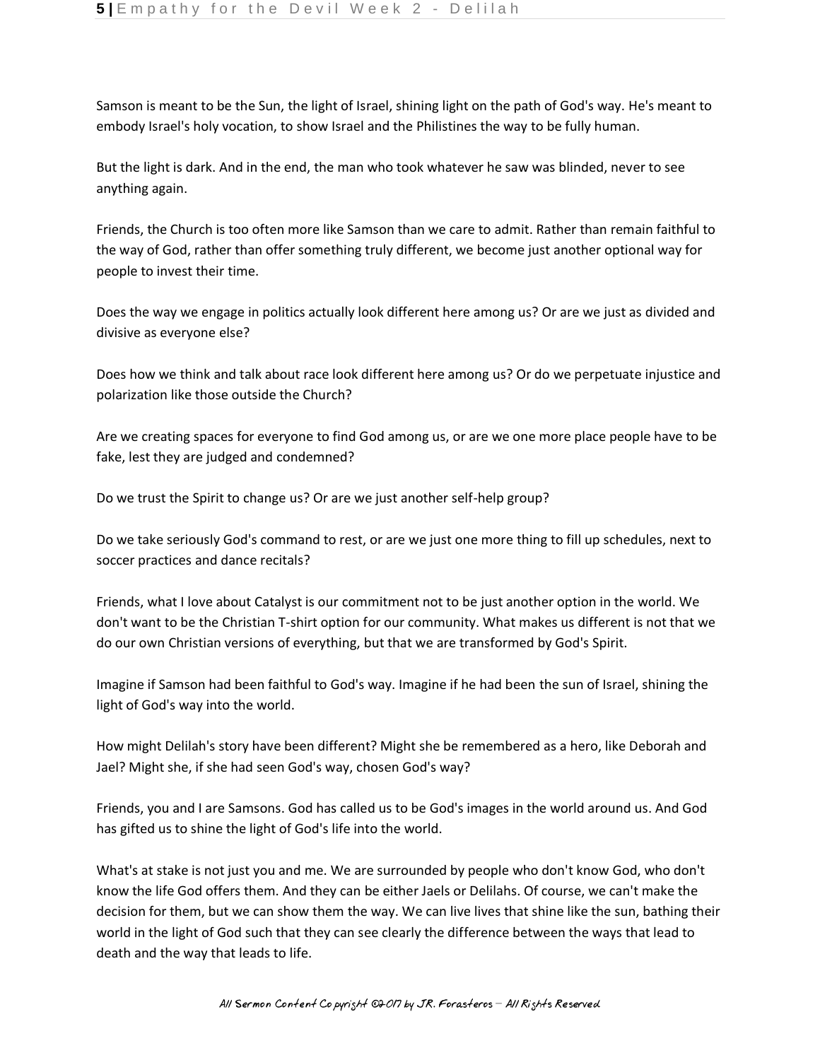Samson is meant to be the Sun, the light of Israel, shining light on the path of God's way. He's meant to embody Israel's holy vocation, to show Israel and the Philistines the way to be fully human.

But the light is dark. And in the end, the man who took whatever he saw was blinded, never to see anything again.

Friends, the Church is too often more like Samson than we care to admit. Rather than remain faithful to the way of God, rather than offer something truly different, we become just another optional way for people to invest their time.

Does the way we engage in politics actually look different here among us? Or are we just as divided and divisive as everyone else?

Does how we think and talk about race look different here among us? Or do we perpetuate injustice and polarization like those outside the Church?

Are we creating spaces for everyone to find God among us, or are we one more place people have to be fake, lest they are judged and condemned?

Do we trust the Spirit to change us? Or are we just another self-help group?

Do we take seriously God's command to rest, or are we just one more thing to fill up schedules, next to soccer practices and dance recitals?

Friends, what I love about Catalyst is our commitment not to be just another option in the world. We don't want to be the Christian T-shirt option for our community. What makes us different is not that we do our own Christian versions of everything, but that we are transformed by God's Spirit.

Imagine if Samson had been faithful to God's way. Imagine if he had been the sun of Israel, shining the light of God's way into the world.

How might Delilah's story have been different? Might she be remembered as a hero, like Deborah and Jael? Might she, if she had seen God's way, chosen God's way?

Friends, you and I are Samsons. God has called us to be God's images in the world around us. And God has gifted us to shine the light of God's life into the world.

What's at stake is not just you and me. We are surrounded by people who don't know God, who don't know the life God offers them. And they can be either Jaels or Delilahs. Of course, we can't make the decision for them, but we can show them the way. We can live lives that shine like the sun, bathing their world in the light of God such that they can see clearly the difference between the ways that lead to death and the way that leads to life.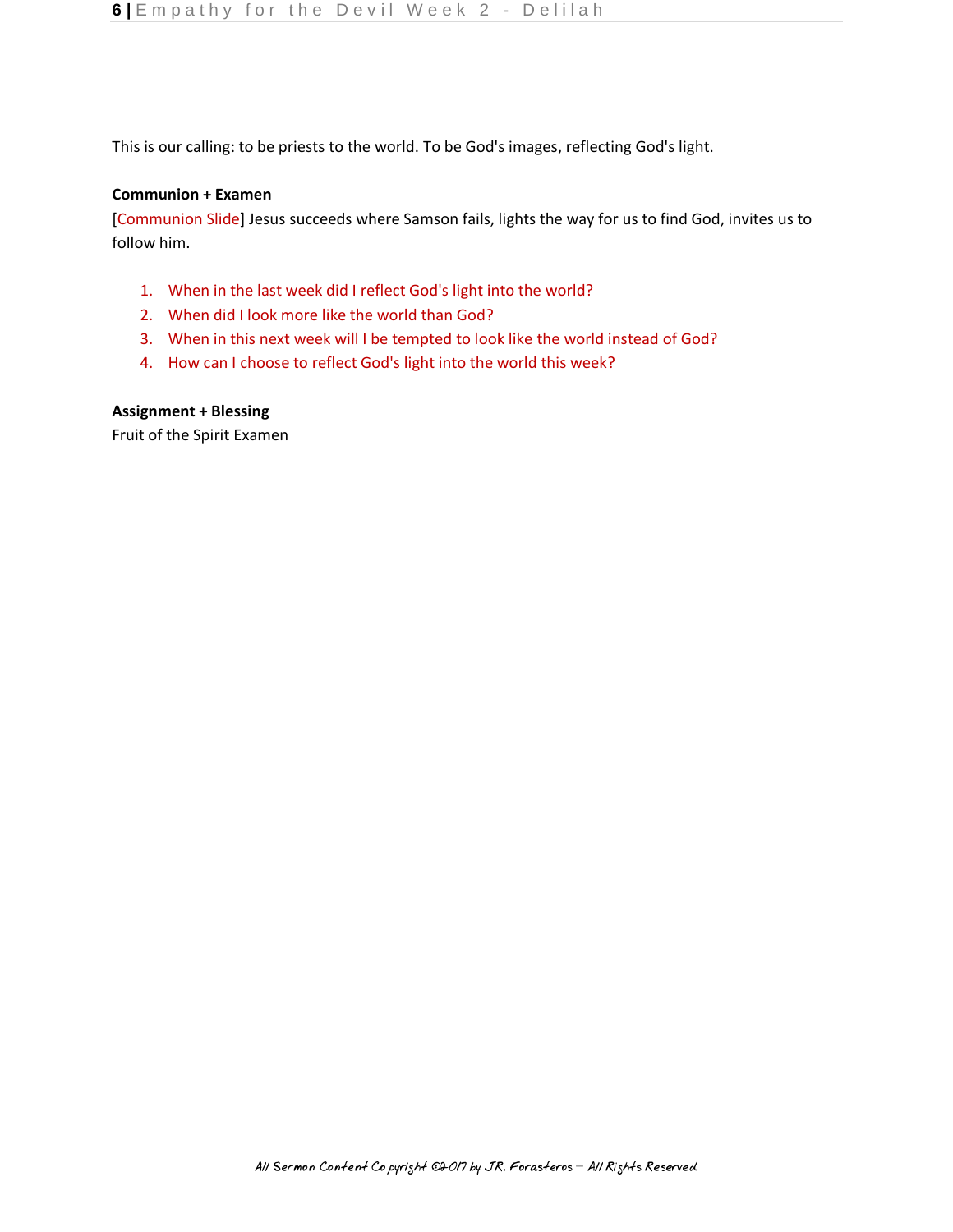This is our calling: to be priests to the world. To be God's images, reflecting God's light.

**Communion + Examen**

[Communion Slide] Jesus succeeds where Samson fails, lights the way for us to find God, invites us to follow him.

1. When in the last week did I reflect God's light into the world?
2. When did I look more like the world than God?
3. When in this next week will I be tempted to look like the world instead of God?
4. How can I choose to reflect God's light into the world this week?

**Assignment + Blessing**

Fruit of the Spirit Examen

All Sermon Content Copyright ©2017 by JR. Forasteros – All Rights Reserved